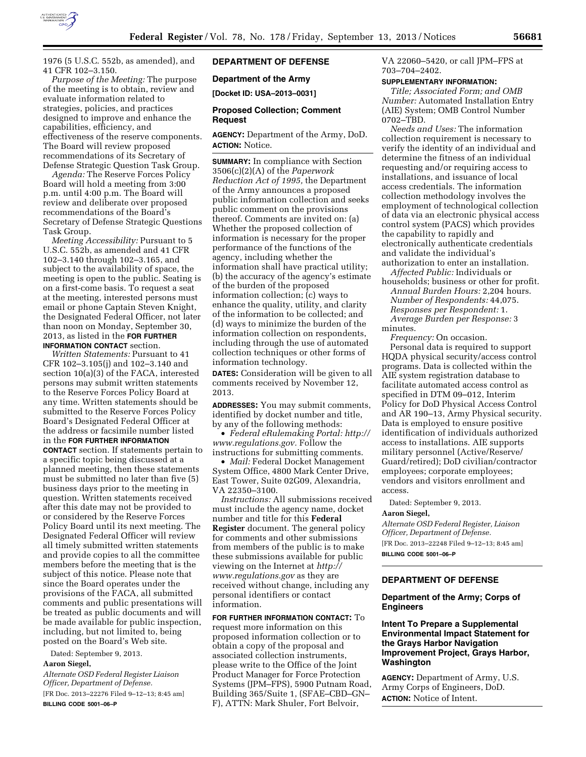1976 (5 U.S.C. 552b, as amended), and 41 CFR 102–3.150.

*Purpose of the Meeting:* The purpose of the meeting is to obtain, review and evaluate information related to strategies, policies, and practices designed to improve and enhance the capabilities, efficiency, and effectiveness of the reserve components. The Board will review proposed recommendations of its Secretary of Defense Strategic Question Task Group.

*Agenda:* The Reserve Forces Policy Board will hold a meeting from 3:00 p.m. until 4:00 p.m. The Board will review and deliberate over proposed recommendations of the Board's Secretary of Defense Strategic Questions Task Group.

*Meeting Accessibility:* Pursuant to 5 U.S.C. 552b, as amended and 41 CFR 102–3.140 through 102–3.165, and subject to the availability of space, the meeting is open to the public. Seating is on a first-come basis. To request a seat at the meeting, interested persons must email or phone Captain Steven Knight, the Designated Federal Officer, not later than noon on Monday, September 30, 2013, as listed in the **FOR FURTHER INFORMATION CONTACT** section.

*Written Statements:* Pursuant to 41 CFR 102–3.105(j) and 102–3.140 and section 10(a)(3) of the FACA, interested persons may submit written statements to the Reserve Forces Policy Board at any time. Written statements should be submitted to the Reserve Forces Policy Board's Designated Federal Officer at the address or facsimile number listed in the **FOR FURTHER INFORMATION CONTACT** section. If statements pertain to a specific topic being discussed at a planned meeting, then these statements must be submitted no later than five (5) business days prior to the meeting in question. Written statements received after this date may not be provided to or considered by the Reserve Forces Policy Board until its next meeting. The Designated Federal Officer will review all timely submitted written statements and provide copies to all the committee members before the meeting that is the subject of this notice. Please note that since the Board operates under the provisions of the FACA, all submitted comments and public presentations will be treated as public documents and will be made available for public inspection, including, but not limited to, being posted on the Board's Web site.

Dated: September 9, 2013.

**Aaron Siegel,**

*Alternate OSD Federal Register Liaison Officer, Department of Defense.*

[FR Doc. 2013–22276 Filed 9–12–13; 8:45 am]

**BILLING CODE 5001–06–P**

## DEPARTMENT OF DEFENSE

### Department of the Army

**[Docket ID: USA–2013–0031]**

### Proposed Collection; Comment Request

**AGENCY:** Department of the Army, DoD.

**ACTION:** Notice.

**SUMMARY:** In compliance with Section 3506(c)(2)(A) of the *Paperwork Reduction Act of 1995,* the Department of the Army announces a proposed public information collection and seeks public comment on the provisions thereof. Comments are invited on: (a) Whether the proposed collection of information is necessary for the proper performance of the functions of the agency, including whether the information shall have practical utility; (b) the accuracy of the agency's estimate of the burden of the proposed information collection; (c) ways to enhance the quality, utility, and clarity of the information to be collected; and (d) ways to minimize the burden of the information collection on respondents, including through the use of automated collection techniques or other forms of information technology.

**DATES:** Consideration will be given to all comments received by November 12, 2013.

**ADDRESSES:** You may submit comments, identified by docket number and title, by any of the following methods:

- *Federal eRulemaking Portal: http://www.regulations.gov.* Follow the instructions for submitting comments.
- *Mail:* Federal Docket Management System Office, 4800 Mark Center Drive, East Tower, Suite 02G09, Alexandria, VA 22350–3100.

*Instructions:* All submissions received must include the agency name, docket number and title for this **Federal Register** document. The general policy for comments and other submissions from members of the public is to make these submissions available for public viewing on the Internet at *http://www.regulations.gov* as they are received without change, including any personal identifiers or contact information.

**FOR FURTHER INFORMATION CONTACT:** To request more information on this proposed information collection or to obtain a copy of the proposal and associated collection instruments, please write to the Office of the Joint Product Manager for Force Protection Systems (JPM–FPS), 5900 Putnam Road, Building 365/Suite 1, (SFAE–CBD–GN–F), ATTN: Mark Shuler, Fort Belvoir, VA 22060–5420, or call JPM–FPS at 703–704–2402.

**SUPPLEMENTARY INFORMATION:**

*Title; Associated Form; and OMB Number:* Automated Installation Entry (AIE) System; OMB Control Number 0702–TBD.

*Needs and Uses:* The information collection requirement is necessary to verify the identity of an individual and determine the fitness of an individual requesting and/or requiring access to installations, and issuance of local access credentials. The information collection methodology involves the employment of technological collection of data via an electronic physical access control system (PACS) which provides the capability to rapidly and electronically authenticate credentials and validate the individual's authorization to enter an installation.

*Affected Public:* Individuals or households; business or other for profit.

*Annual Burden Hours:* 2,204 hours.

*Number of Respondents:* 44,075.

*Responses per Respondent:* 1.

*Average Burden per Response:* 3 minutes.

*Frequency:* On occasion.

Personal data is required to support HQDA physical security/access control programs. Data is collected within the AIE system registration database to facilitate automated access control as specified in DTM 09–012, Interim Policy for DoD Physical Access Control and AR 190–13, Army Physical security. Data is employed to ensure positive identification of individuals authorized access to installations. AIE supports military personnel (Active/Reserve/Guard/retired); DoD civilian/contractor employees; corporate employees; vendors and visitors enrollment and access.

Dated: September 9, 2013.

**Aaron Siegel,**

*Alternate OSD Federal Register, Liaison Officer, Department of Defense.*

[FR Doc. 2013–22248 Filed 9–12–13; 8:45 am]

**BILLING CODE 5001–06–P**

## DEPARTMENT OF DEFENSE

### Department of the Army; Corps of Engineers

### Intent To Prepare a Supplemental Environmental Impact Statement for the Grays Harbor Navigation Improvement Project, Grays Harbor, Washington

**AGENCY:** Department of Army, U.S. Army Corps of Engineers, DoD.

**ACTION:** Notice of Intent.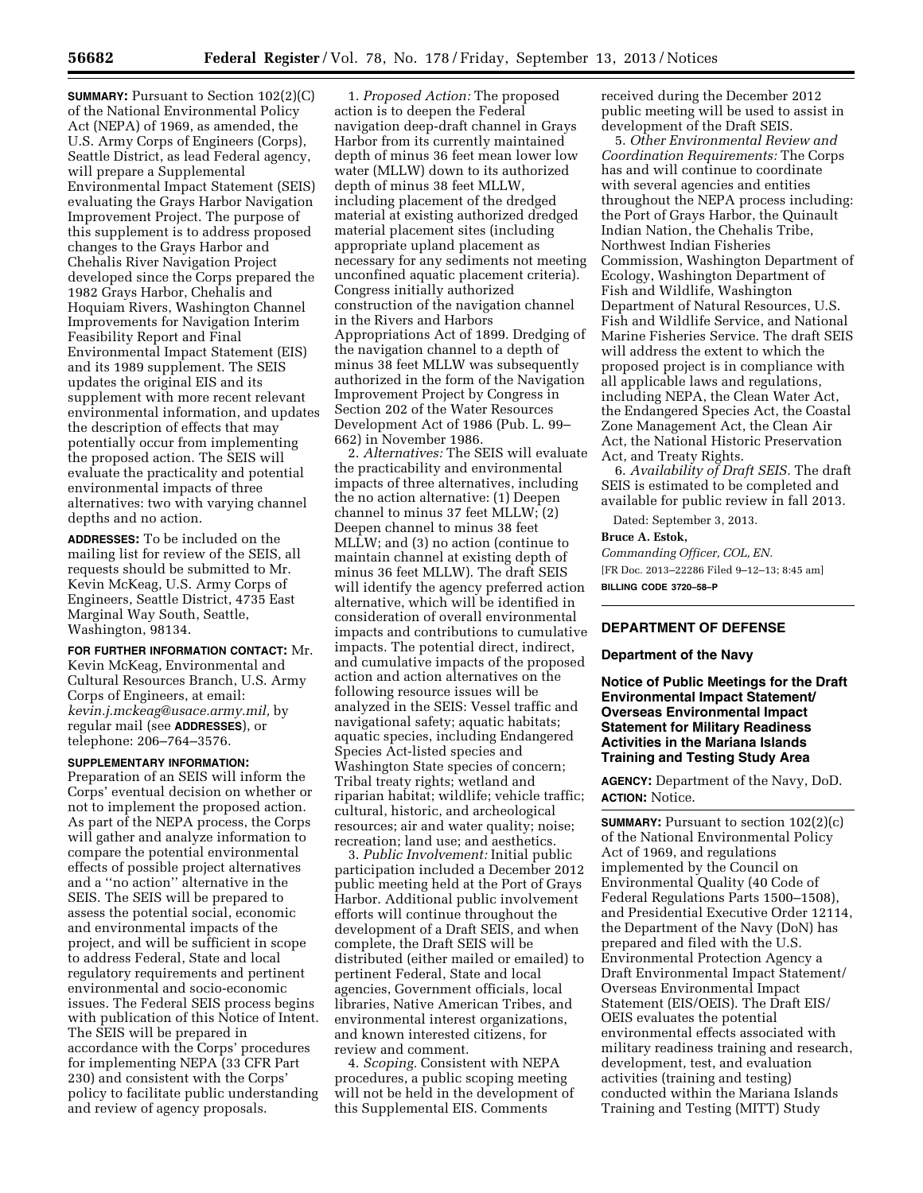**SUMMARY:** Pursuant to Section 102(2)(C) of the National Environmental Policy Act (NEPA) of 1969, as amended, the U.S. Army Corps of Engineers (Corps), Seattle District, as lead Federal agency, will prepare a Supplemental Environmental Impact Statement (SEIS) evaluating the Grays Harbor Navigation Improvement Project. The purpose of this supplement is to address proposed changes to the Grays Harbor and Chehalis River Navigation Project developed since the Corps prepared the 1982 Grays Harbor, Chehalis and Hoquiam Rivers, Washington Channel Improvements for Navigation Interim Feasibility Report and Final Environmental Impact Statement (EIS) and its 1989 supplement. The SEIS updates the original EIS and its supplement with more recent relevant environmental information, and updates the description of effects that may potentially occur from implementing the proposed action. The SEIS will evaluate the practicality and potential environmental impacts of three alternatives: two with varying channel depths and no action.

**ADDRESSES:** To be included on the mailing list for review of the SEIS, all requests should be submitted to Mr. Kevin McKeag, U.S. Army Corps of Engineers, Seattle District, 4735 East Marginal Way South, Seattle, Washington, 98134.

**FOR FURTHER INFORMATION CONTACT:** Mr. Kevin McKeag, Environmental and Cultural Resources Branch, U.S. Army Corps of Engineers, at email: *kevin.j.mckeag@usace.army.mil,* by regular mail (see **ADDRESSES**), or telephone: 206–764–3576.

**SUPPLEMENTARY INFORMATION:**

Preparation of an SEIS will inform the Corps' eventual decision on whether or not to implement the proposed action. As part of the NEPA process, the Corps will gather and analyze information to compare the potential environmental effects of possible project alternatives and a ''no action'' alternative in the SEIS. The SEIS will be prepared to assess the potential social, economic and environmental impacts of the project, and will be sufficient in scope to address Federal, State and local regulatory requirements and pertinent environmental and socio-economic issues. The Federal SEIS process begins with publication of this Notice of Intent. The SEIS will be prepared in accordance with the Corps' procedures for implementing NEPA (33 CFR Part 230) and consistent with the Corps' policy to facilitate public understanding and review of agency proposals.

1. *Proposed Action:* The proposed action is to deepen the Federal navigation deep-draft channel in Grays Harbor from its currently maintained depth of minus 36 feet mean lower low water (MLLW) down to its authorized depth of minus 38 feet MLLW, including placement of the dredged material at existing authorized dredged material placement sites (including appropriate upland placement as necessary for any sediments not meeting unconfined aquatic placement criteria). Congress initially authorized construction of the navigation channel in the Rivers and Harbors Appropriations Act of 1899. Dredging of the navigation channel to a depth of minus 38 feet MLLW was subsequently authorized in the form of the Navigation Improvement Project by Congress in Section 202 of the Water Resources Development Act of 1986 (Pub. L. 99–662) in November 1986.

2. *Alternatives:* The SEIS will evaluate the practicability and environmental impacts of three alternatives, including the no action alternative: (1) Deepen channel to minus 37 feet MLLW; (2) Deepen channel to minus 38 feet MLLW; and (3) no action (continue to maintain channel at existing depth of minus 36 feet MLLW). The draft SEIS will identify the agency preferred action alternative, which will be identified in consideration of overall environmental impacts and contributions to cumulative impacts. The potential direct, indirect, and cumulative impacts of the proposed action and action alternatives on the following resource issues will be analyzed in the SEIS: Vessel traffic and navigational safety; aquatic habitats; aquatic species, including Endangered Species Act-listed species and Washington State species of concern; Tribal treaty rights; wetland and riparian habitat; wildlife; vehicle traffic; cultural, historic, and archeological resources; air and water quality; noise; recreation; land use; and aesthetics.

3. *Public Involvement:* Initial public participation included a December 2012 public meeting held at the Port of Grays Harbor. Additional public involvement efforts will continue throughout the development of a Draft SEIS, and when complete, the Draft SEIS will be distributed (either mailed or emailed) to pertinent Federal, State and local agencies, Government officials, local libraries, Native American Tribes, and environmental interest organizations, and known interested citizens, for review and comment.

4. *Scoping.* Consistent with NEPA procedures, a public scoping meeting will not be held in the development of this Supplemental EIS. Comments received during the December 2012 public meeting will be used to assist in development of the Draft SEIS.

5. *Other Environmental Review and Coordination Requirements:* The Corps has and will continue to coordinate with several agencies and entities throughout the NEPA process including: the Port of Grays Harbor, the Quinault Indian Nation, the Chehalis Tribe, Northwest Indian Fisheries Commission, Washington Department of Ecology, Washington Department of Fish and Wildlife, Washington Department of Natural Resources, U.S. Fish and Wildlife Service, and National Marine Fisheries Service. The draft SEIS will address the extent to which the proposed project is in compliance with all applicable laws and regulations, including NEPA, the Clean Water Act, the Endangered Species Act, the Coastal Zone Management Act, the Clean Air Act, the National Historic Preservation Act, and Treaty Rights.

6. *Availability of Draft SEIS.* The draft SEIS is estimated to be completed and available for public review in fall 2013.

Dated: September 3, 2013.

**Bruce A. Estok,**

*Commanding Officer, COL, EN.*

[FR Doc. 2013–22286 Filed 9–12–13; 8:45 am]

**BILLING CODE 3720–58–P**

---

## DEPARTMENT OF DEFENSE

### Department of the Navy

### Notice of Public Meetings for the Draft Environmental Impact Statement/Overseas Environmental Impact Statement for Military Readiness Activities in the Mariana Islands Training and Testing Study Area

**AGENCY:** Department of the Navy, DoD.

**ACTION:** Notice.

**SUMMARY:** Pursuant to section 102(2)(c) of the National Environmental Policy Act of 1969, and regulations implemented by the Council on Environmental Quality (40 Code of Federal Regulations Parts 1500–1508), and Presidential Executive Order 12114, the Department of the Navy (DoN) has prepared and filed with the U.S. Environmental Protection Agency a Draft Environmental Impact Statement/Overseas Environmental Impact Statement (EIS/OEIS). The Draft EIS/OEIS evaluates the potential environmental effects associated with military readiness training and research, development, test, and evaluation activities (training and testing) conducted within the Mariana Islands Training and Testing (MITT) Study